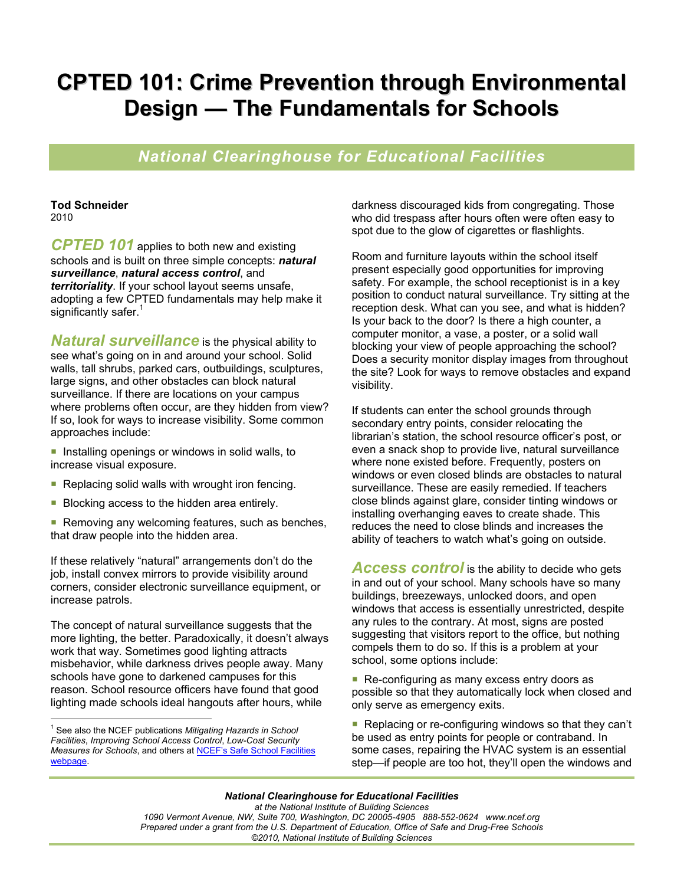# CPTED 101: Crime Prevention through Environmental Design — The Fundamentals for Schools

## National Clearinghouse for Educational Facilities

**Tod Schneider**
2010

***CPTED 101*** applies to both new and existing schools and is built on three simple concepts: ***natural surveillance***, ***natural access control***, and ***territoriality***. If your school layout seems unsafe, adopting a few CPTED fundamentals may help make it significantly safer.[1]

***Natural surveillance*** is the physical ability to see what's going on in and around your school. Solid walls, tall shrubs, parked cars, outbuildings, sculptures, large signs, and other obstacles can block natural surveillance. If there are locations on your campus where problems often occur, are they hidden from view? If so, look for ways to increase visibility. Some common approaches include:

- Installing openings or windows in solid walls, to increase visual exposure.
- Replacing solid walls with wrought iron fencing.
- Blocking access to the hidden area entirely.
- Removing any welcoming features, such as benches, that draw people into the hidden area.

If these relatively "natural" arrangements don't do the job, install convex mirrors to provide visibility around corners, consider electronic surveillance equipment, or increase patrols.

The concept of natural surveillance suggests that the more lighting, the better. Paradoxically, it doesn't always work that way. Sometimes good lighting attracts misbehavior, while darkness drives people away. Many schools have gone to darkened campuses for this reason. School resource officers have found that good lighting made schools ideal hangouts after hours, while darkness discouraged kids from congregating. Those who did trespass after hours often were often easy to spot due to the glow of cigarettes or flashlights.

Room and furniture layouts within the school itself present especially good opportunities for improving safety. For example, the school receptionist is in a key position to conduct natural surveillance. Try sitting at the reception desk. What can you see, and what is hidden? Is your back to the door? Is there a high counter, a computer monitor, a vase, a poster, or a solid wall blocking your view of people approaching the school? Does a security monitor display images from throughout the site? Look for ways to remove obstacles and expand visibility.

If students can enter the school grounds through secondary entry points, consider relocating the librarian's station, the school resource officer's post, or even a snack shop to provide live, natural surveillance where none existed before. Frequently, posters on windows or even closed blinds are obstacles to natural surveillance. These are easily remedied. If teachers close blinds against glare, consider tinting windows or installing overhanging eaves to create shade. This reduces the need to close blinds and increases the ability of teachers to watch what's going on outside.

***Access control*** is the ability to decide who gets in and out of your school. Many schools have so many buildings, breezeways, unlocked doors, and open windows that access is essentially unrestricted, despite any rules to the contrary. At most, signs are posted suggesting that visitors report to the office, but nothing compels them to do so. If this is a problem at your school, some options include:

- Re-configuring as many excess entry doors as possible so that they automatically lock when closed and only serve as emergency exits.
- Replacing or re-configuring windows so that they can't be used as entry points for people or contraband. In some cases, repairing the HVAC system is an essential step—if people are too hot, they'll open the windows and

---

[1] See also the NCEF publications *Mitigating Hazards in School Facilities*, *Improving School Access Control*, *Low-Cost Security Measures for Schools*, and others at NCEF's Safe School Facilities webpage.

**National Clearinghouse for Educational Facilities**
*at the National Institute of Building Sciences*
*1090 Vermont Avenue, NW, Suite 700, Washington, DC 20005-4905 888-552-0624 www.ncef.org*
*Prepared under a grant from the U.S. Department of Education, Office of Safe and Drug-Free Schools*
*©2010, National Institute of Building Sciences*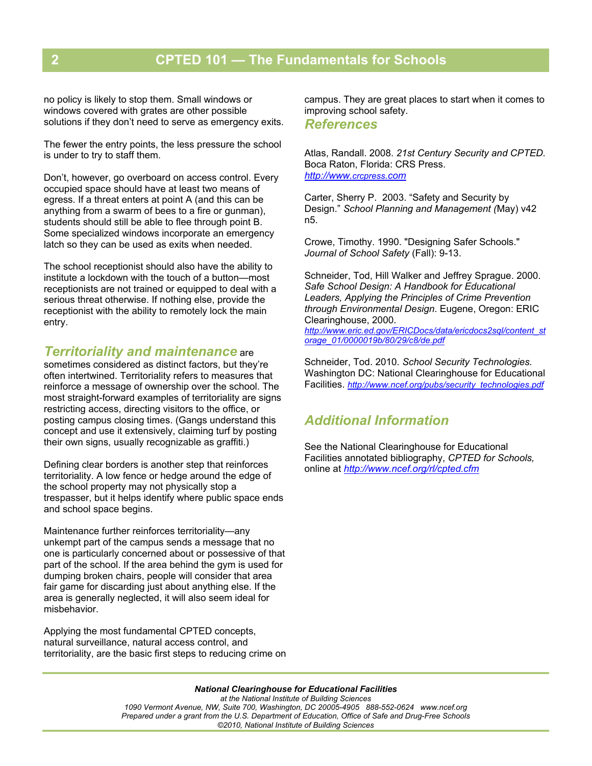no policy is likely to stop them. Small windows or windows covered with grates are other possible solutions if they don't need to serve as emergency exits.

The fewer the entry points, the less pressure the school is under to try to staff them.

Don't, however, go overboard on access control. Every occupied space should have at least two means of egress. If a threat enters at point A (and this can be anything from a swarm of bees to a fire or gunman), students should still be able to flee through point B. Some specialized windows incorporate an emergency latch so they can be used as exits when needed.

The school receptionist should also have the ability to institute a lockdown with the touch of a button—most receptionists are not trained or equipped to deal with a serious threat otherwise. If nothing else, provide the receptionist with the ability to remotely lock the main entry.

***Territoriality and maintenance*** are sometimes considered as distinct factors, but they're often intertwined. Territoriality refers to measures that reinforce a message of ownership over the school. The most straight-forward examples of territoriality are signs restricting access, directing visitors to the office, or posting campus closing times. (Gangs understand this concept and use it extensively, claiming turf by posting their own signs, usually recognizable as graffiti.)

Defining clear borders is another step that reinforces territoriality. A low fence or hedge around the edge of the school property may not physically stop a trespasser, but it helps identify where public space ends and school space begins.

Maintenance further reinforces territoriality—any unkempt part of the campus sends a message that no one is particularly concerned about or possessive of that part of the school. If the area behind the gym is used for dumping broken chairs, people will consider that area fair game for discarding just about anything else. If the area is generally neglected, it will also seem ideal for misbehavior.

Applying the most fundamental CPTED concepts, natural surveillance, natural access control, and territoriality, are the basic first steps to reducing crime on campus. They are great places to start when it comes to improving school safety.

## References

Atlas, Randall. 2008. *21st Century Security and CPTED.* Boca Raton, Florida: CRS Press. http://www.crcpress.com

Carter, Sherry P. 2003. "Safety and Security by Design." *School Planning and Management (*May) v42 n5.

Crowe, Timothy. 1990. "Designing Safer Schools." *Journal of School Safety* (Fall): 9-13.

Schneider, Tod, Hill Walker and Jeffrey Sprague. 2000. *Safe School Design: A Handbook for Educational Leaders, Applying the Principles of Crime Prevention through Environmental Design*. Eugene, Oregon: ERIC Clearinghouse, 2000. http://www.eric.ed.gov/ERICDocs/data/ericdocs2sql/content_storage_01/0000019b/80/29/c8/de.pdf

Schneider, Tod. 2010. *School Security Technologies.* Washington DC: National Clearinghouse for Educational Facilities. http://www.ncef.org/pubs/security_technologies.pdf

## Additional Information

See the National Clearinghouse for Educational Facilities annotated bibliography, *CPTED for Schools,* online at http://www.ncef.org/rl/cpted.cfm

***National Clearinghouse for Educational Facilities***
*at the National Institute of Building Sciences*
*1090 Vermont Avenue, NW, Suite 700, Washington, DC 20005-4905 888-552-0624 www.ncef.org*
*Prepared under a grant from the U.S. Department of Education, Office of Safe and Drug-Free Schools*
*©2010, National Institute of Building Sciences*